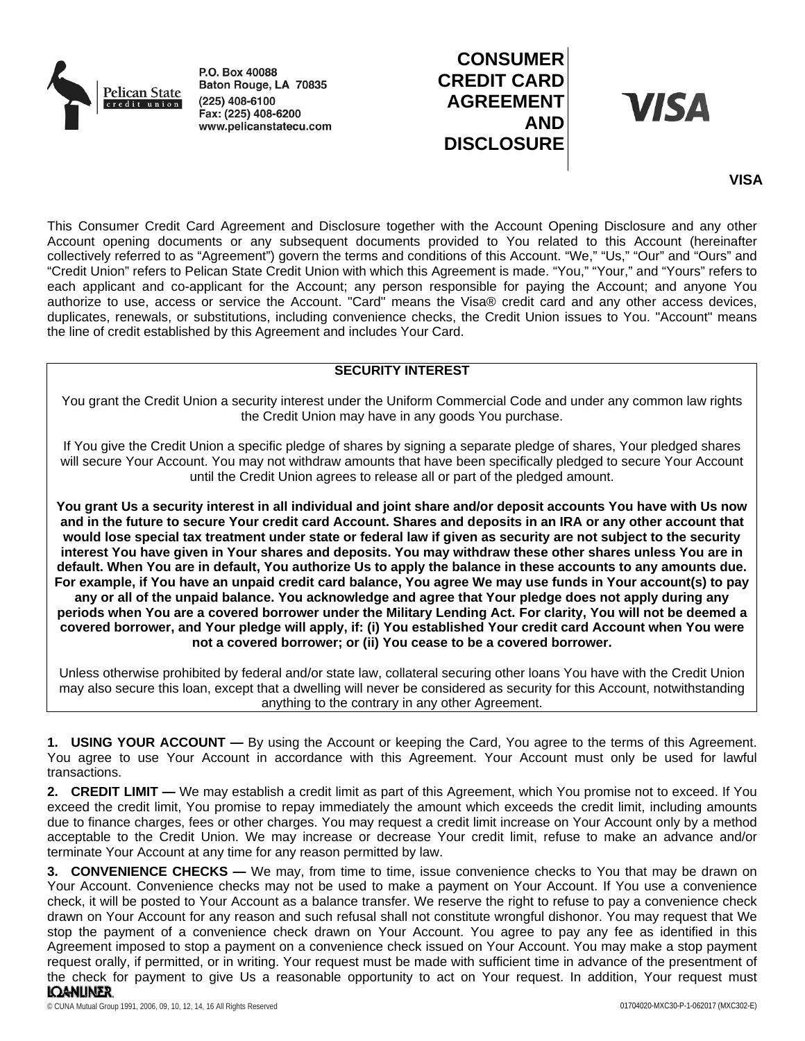Pelican State credit union

P.O. Box 40088
Baton Rouge, LA 70835
(225) 408-6100
Fax: (225) 408-6200
www.pelicanstatecu.com

# CONSUMER CREDIT CARD AGREEMENT AND DISCLOSURE

VISA

**VISA**

This Consumer Credit Card Agreement and Disclosure together with the Account Opening Disclosure and any other Account opening documents or any subsequent documents provided to You related to this Account (hereinafter collectively referred to as "Agreement") govern the terms and conditions of this Account. "We," "Us," "Our" and "Ours" and "Credit Union" refers to Pelican State Credit Union with which this Agreement is made. "You," "Your," and "Yours" refers to each applicant and co-applicant for the Account; any person responsible for paying the Account; and anyone You authorize to use, access or service the Account. "Card" means the Visa® credit card and any other access devices, duplicates, renewals, or substitutions, including convenience checks, the Credit Union issues to You. "Account" means the line of credit established by this Agreement and includes Your Card.

**SECURITY INTEREST**

You grant the Credit Union a security interest under the Uniform Commercial Code and under any common law rights the Credit Union may have in any goods You purchase.

If You give the Credit Union a specific pledge of shares by signing a separate pledge of shares, Your pledged shares will secure Your Account. You may not withdraw amounts that have been specifically pledged to secure Your Account until the Credit Union agrees to release all or part of the pledged amount.

**You grant Us a security interest in all individual and joint share and/or deposit accounts You have with Us now and in the future to secure Your credit card Account. Shares and deposits in an IRA or any other account that would lose special tax treatment under state or federal law if given as security are not subject to the security interest You have given in Your shares and deposits. You may withdraw these other shares unless You are in default. When You are in default, You authorize Us to apply the balance in these accounts to any amounts due. For example, if You have an unpaid credit card balance, You agree We may use funds in Your account(s) to pay any or all of the unpaid balance. You acknowledge and agree that Your pledge does not apply during any periods when You are a covered borrower under the Military Lending Act. For clarity, You will not be deemed a covered borrower, and Your pledge will apply, if: (i) You established Your credit card Account when You were not a covered borrower; or (ii) You cease to be a covered borrower.**

Unless otherwise prohibited by federal and/or state law, collateral securing other loans You have with the Credit Union may also secure this loan, except that a dwelling will never be considered as security for this Account, notwithstanding anything to the contrary in any other Agreement.

**1. USING YOUR ACCOUNT —** By using the Account or keeping the Card, You agree to the terms of this Agreement. You agree to use Your Account in accordance with this Agreement. Your Account must only be used for lawful transactions.

**2. CREDIT LIMIT —** We may establish a credit limit as part of this Agreement, which You promise not to exceed. If You exceed the credit limit, You promise to repay immediately the amount which exceeds the credit limit, including amounts due to finance charges, fees or other charges. You may request a credit limit increase on Your Account only by a method acceptable to the Credit Union. We may increase or decrease Your credit limit, refuse to make an advance and/or terminate Your Account at any time for any reason permitted by law.

**3. CONVENIENCE CHECKS —** We may, from time to time, issue convenience checks to You that may be drawn on Your Account. Convenience checks may not be used to make a payment on Your Account. If You use a convenience check, it will be posted to Your Account as a balance transfer. We reserve the right to refuse to pay a convenience check drawn on Your Account for any reason and such refusal shall not constitute wrongful dishonor. You may request that We stop the payment of a convenience check drawn on Your Account. You agree to pay any fee as identified in this Agreement imposed to stop a payment on a convenience check issued on Your Account. You may make a stop payment request orally, if permitted, or in writing. Your request must be made with sufficient time in advance of the presentment of the check for payment to give Us a reasonable opportunity to act on Your request. In addition, Your request must

LOANLINER

© CUNA Mutual Group 1991, 2006, 09, 10, 12, 14, 16 All Rights Reserved

01704020-MXC30-P-1-062017 (MXC302-E)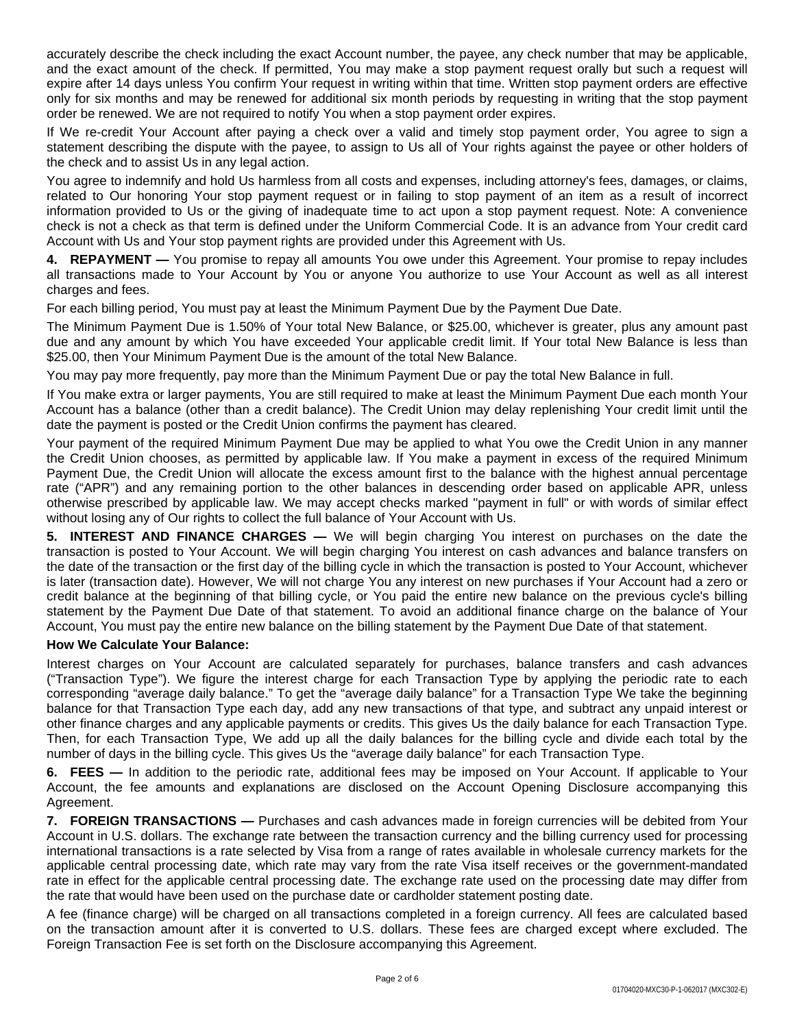accurately describe the check including the exact Account number, the payee, any check number that may be applicable, and the exact amount of the check. If permitted, You may make a stop payment request orally but such a request will expire after 14 days unless You confirm Your request in writing within that time. Written stop payment orders are effective only for six months and may be renewed for additional six month periods by requesting in writing that the stop payment order be renewed. We are not required to notify You when a stop payment order expires.

If We re-credit Your Account after paying a check over a valid and timely stop payment order, You agree to sign a statement describing the dispute with the payee, to assign to Us all of Your rights against the payee or other holders of the check and to assist Us in any legal action.

You agree to indemnify and hold Us harmless from all costs and expenses, including attorney's fees, damages, or claims, related to Our honoring Your stop payment request or in failing to stop payment of an item as a result of incorrect information provided to Us or the giving of inadequate time to act upon a stop payment request. Note: A convenience check is not a check as that term is defined under the Uniform Commercial Code. It is an advance from Your credit card Account with Us and Your stop payment rights are provided under this Agreement with Us.

**4. REPAYMENT —** You promise to repay all amounts You owe under this Agreement. Your promise to repay includes all transactions made to Your Account by You or anyone You authorize to use Your Account as well as all interest charges and fees.

For each billing period, You must pay at least the Minimum Payment Due by the Payment Due Date.

The Minimum Payment Due is 1.50% of Your total New Balance, or $25.00, whichever is greater, plus any amount past due and any amount by which You have exceeded Your applicable credit limit. If Your total New Balance is less than $25.00, then Your Minimum Payment Due is the amount of the total New Balance.

You may pay more frequently, pay more than the Minimum Payment Due or pay the total New Balance in full.

If You make extra or larger payments, You are still required to make at least the Minimum Payment Due each month Your Account has a balance (other than a credit balance). The Credit Union may delay replenishing Your credit limit until the date the payment is posted or the Credit Union confirms the payment has cleared.

Your payment of the required Minimum Payment Due may be applied to what You owe the Credit Union in any manner the Credit Union chooses, as permitted by applicable law. If You make a payment in excess of the required Minimum Payment Due, the Credit Union will allocate the excess amount first to the balance with the highest annual percentage rate ("APR") and any remaining portion to the other balances in descending order based on applicable APR, unless otherwise prescribed by applicable law. We may accept checks marked "payment in full" or with words of similar effect without losing any of Our rights to collect the full balance of Your Account with Us.

**5. INTEREST AND FINANCE CHARGES —** We will begin charging You interest on purchases on the date the transaction is posted to Your Account. We will begin charging You interest on cash advances and balance transfers on the date of the transaction or the first day of the billing cycle in which the transaction is posted to Your Account, whichever is later (transaction date). However, We will not charge You any interest on new purchases if Your Account had a zero or credit balance at the beginning of that billing cycle, or You paid the entire new balance on the previous cycle's billing statement by the Payment Due Date of that statement. To avoid an additional finance charge on the balance of Your Account, You must pay the entire new balance on the billing statement by the Payment Due Date of that statement.

**How We Calculate Your Balance:**

Interest charges on Your Account are calculated separately for purchases, balance transfers and cash advances ("Transaction Type"). We figure the interest charge for each Transaction Type by applying the periodic rate to each corresponding "average daily balance." To get the "average daily balance" for a Transaction Type We take the beginning balance for that Transaction Type each day, add any new transactions of that type, and subtract any unpaid interest or other finance charges and any applicable payments or credits. This gives Us the daily balance for each Transaction Type. Then, for each Transaction Type, We add up all the daily balances for the billing cycle and divide each total by the number of days in the billing cycle. This gives Us the "average daily balance" for each Transaction Type.

**6. FEES —** In addition to the periodic rate, additional fees may be imposed on Your Account. If applicable to Your Account, the fee amounts and explanations are disclosed on the Account Opening Disclosure accompanying this Agreement.

**7. FOREIGN TRANSACTIONS —** Purchases and cash advances made in foreign currencies will be debited from Your Account in U.S. dollars. The exchange rate between the transaction currency and the billing currency used for processing international transactions is a rate selected by Visa from a range of rates available in wholesale currency markets for the applicable central processing date, which rate may vary from the rate Visa itself receives or the government-mandated rate in effect for the applicable central processing date. The exchange rate used on the processing date may differ from the rate that would have been used on the purchase date or cardholder statement posting date.

A fee (finance charge) will be charged on all transactions completed in a foreign currency. All fees are calculated based on the transaction amount after it is converted to U.S. dollars. These fees are charged except where excluded. The Foreign Transaction Fee is set forth on the Disclosure accompanying this Agreement.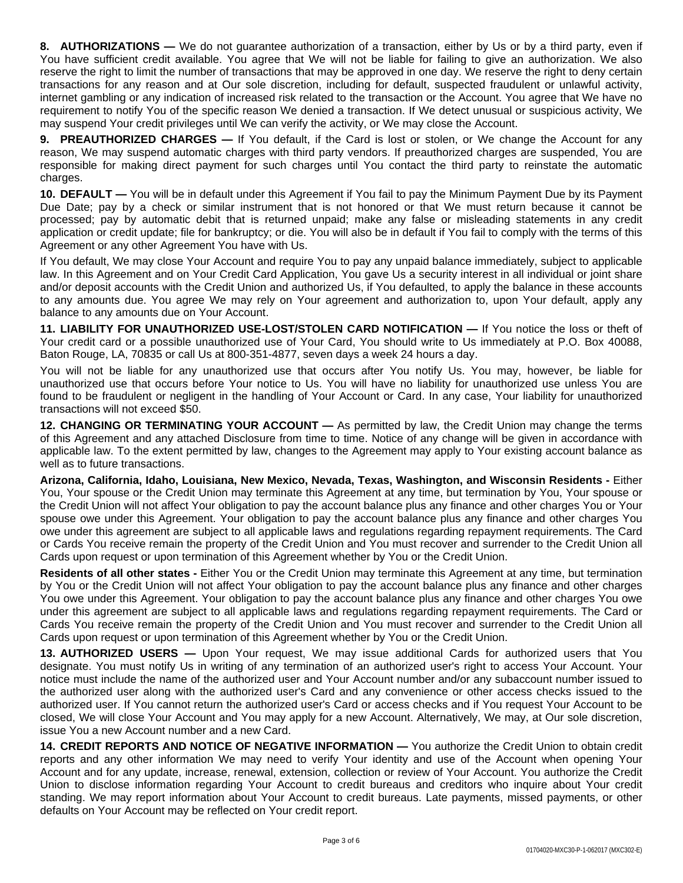**8. AUTHORIZATIONS —** We do not guarantee authorization of a transaction, either by Us or by a third party, even if You have sufficient credit available. You agree that We will not be liable for failing to give an authorization. We also reserve the right to limit the number of transactions that may be approved in one day. We reserve the right to deny certain transactions for any reason and at Our sole discretion, including for default, suspected fraudulent or unlawful activity, internet gambling or any indication of increased risk related to the transaction or the Account. You agree that We have no requirement to notify You of the specific reason We denied a transaction. If We detect unusual or suspicious activity, We may suspend Your credit privileges until We can verify the activity, or We may close the Account.

**9. PREAUTHORIZED CHARGES —** If You default, if the Card is lost or stolen, or We change the Account for any reason, We may suspend automatic charges with third party vendors. If preauthorized charges are suspended, You are responsible for making direct payment for such charges until You contact the third party to reinstate the automatic charges.

**10. DEFAULT —** You will be in default under this Agreement if You fail to pay the Minimum Payment Due by its Payment Due Date; pay by a check or similar instrument that is not honored or that We must return because it cannot be processed; pay by automatic debit that is returned unpaid; make any false or misleading statements in any credit application or credit update; file for bankruptcy; or die. You will also be in default if You fail to comply with the terms of this Agreement or any other Agreement You have with Us.

If You default, We may close Your Account and require You to pay any unpaid balance immediately, subject to applicable law. In this Agreement and on Your Credit Card Application, You gave Us a security interest in all individual or joint share and/or deposit accounts with the Credit Union and authorized Us, if You defaulted, to apply the balance in these accounts to any amounts due. You agree We may rely on Your agreement and authorization to, upon Your default, apply any balance to any amounts due on Your Account.

**11. LIABILITY FOR UNAUTHORIZED USE-LOST/STOLEN CARD NOTIFICATION —** If You notice the loss or theft of Your credit card or a possible unauthorized use of Your Card, You should write to Us immediately at P.O. Box 40088, Baton Rouge, LA, 70835 or call Us at 800-351-4877, seven days a week 24 hours a day.

You will not be liable for any unauthorized use that occurs after You notify Us. You may, however, be liable for unauthorized use that occurs before Your notice to Us. You will have no liability for unauthorized use unless You are found to be fraudulent or negligent in the handling of Your Account or Card. In any case, Your liability for unauthorized transactions will not exceed $50.

**12. CHANGING OR TERMINATING YOUR ACCOUNT —** As permitted by law, the Credit Union may change the terms of this Agreement and any attached Disclosure from time to time. Notice of any change will be given in accordance with applicable law. To the extent permitted by law, changes to the Agreement may apply to Your existing account balance as well as to future transactions.

**Arizona, California, Idaho, Louisiana, New Mexico, Nevada, Texas, Washington, and Wisconsin Residents -** Either You, Your spouse or the Credit Union may terminate this Agreement at any time, but termination by You, Your spouse or the Credit Union will not affect Your obligation to pay the account balance plus any finance and other charges You or Your spouse owe under this Agreement. Your obligation to pay the account balance plus any finance and other charges You owe under this agreement are subject to all applicable laws and regulations regarding repayment requirements. The Card or Cards You receive remain the property of the Credit Union and You must recover and surrender to the Credit Union all Cards upon request or upon termination of this Agreement whether by You or the Credit Union.

**Residents of all other states -** Either You or the Credit Union may terminate this Agreement at any time, but termination by You or the Credit Union will not affect Your obligation to pay the account balance plus any finance and other charges You owe under this Agreement. Your obligation to pay the account balance plus any finance and other charges You owe under this agreement are subject to all applicable laws and regulations regarding repayment requirements. The Card or Cards You receive remain the property of the Credit Union and You must recover and surrender to the Credit Union all Cards upon request or upon termination of this Agreement whether by You or the Credit Union.

**13. AUTHORIZED USERS —** Upon Your request, We may issue additional Cards for authorized users that You designate. You must notify Us in writing of any termination of an authorized user's right to access Your Account. Your notice must include the name of the authorized user and Your Account number and/or any subaccount number issued to the authorized user along with the authorized user's Card and any convenience or other access checks issued to the authorized user. If You cannot return the authorized user's Card or access checks and if You request Your Account to be closed, We will close Your Account and You may apply for a new Account. Alternatively, We may, at Our sole discretion, issue You a new Account number and a new Card.

**14. CREDIT REPORTS AND NOTICE OF NEGATIVE INFORMATION —** You authorize the Credit Union to obtain credit reports and any other information We may need to verify Your identity and use of the Account when opening Your Account and for any update, increase, renewal, extension, collection or review of Your Account. You authorize the Credit Union to disclose information regarding Your Account to credit bureaus and creditors who inquire about Your credit standing. We may report information about Your Account to credit bureaus. Late payments, missed payments, or other defaults on Your Account may be reflected on Your credit report.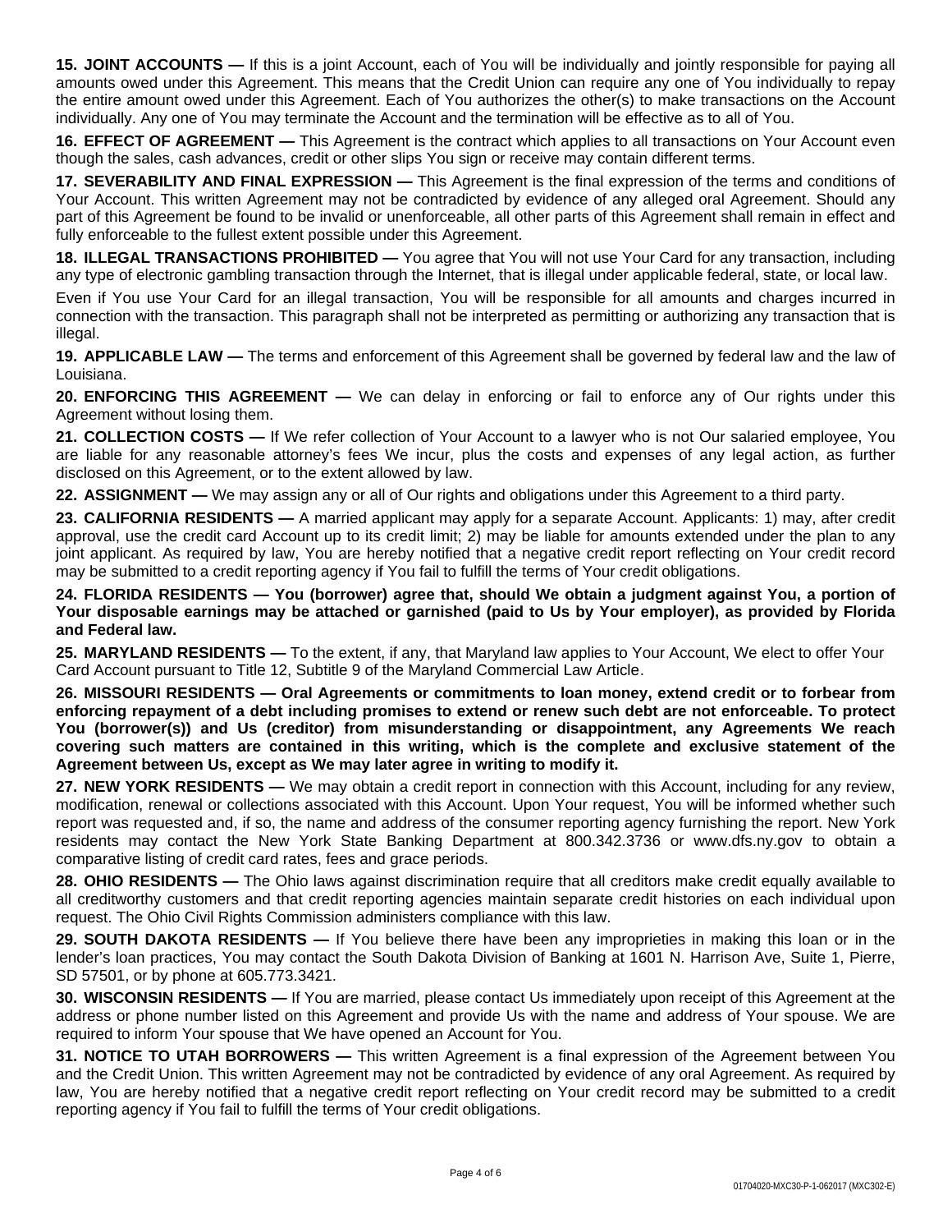**15. JOINT ACCOUNTS —** If this is a joint Account, each of You will be individually and jointly responsible for paying all amounts owed under this Agreement. This means that the Credit Union can require any one of You individually to repay the entire amount owed under this Agreement. Each of You authorizes the other(s) to make transactions on the Account individually. Any one of You may terminate the Account and the termination will be effective as to all of You.

**16. EFFECT OF AGREEMENT —** This Agreement is the contract which applies to all transactions on Your Account even though the sales, cash advances, credit or other slips You sign or receive may contain different terms.

**17. SEVERABILITY AND FINAL EXPRESSION —** This Agreement is the final expression of the terms and conditions of Your Account. This written Agreement may not be contradicted by evidence of any alleged oral Agreement. Should any part of this Agreement be found to be invalid or unenforceable, all other parts of this Agreement shall remain in effect and fully enforceable to the fullest extent possible under this Agreement.

**18. ILLEGAL TRANSACTIONS PROHIBITED —** You agree that You will not use Your Card for any transaction, including any type of electronic gambling transaction through the Internet, that is illegal under applicable federal, state, or local law.

Even if You use Your Card for an illegal transaction, You will be responsible for all amounts and charges incurred in connection with the transaction. This paragraph shall not be interpreted as permitting or authorizing any transaction that is illegal.

**19. APPLICABLE LAW —** The terms and enforcement of this Agreement shall be governed by federal law and the law of Louisiana.

**20. ENFORCING THIS AGREEMENT —** We can delay in enforcing or fail to enforce any of Our rights under this Agreement without losing them.

**21. COLLECTION COSTS —** If We refer collection of Your Account to a lawyer who is not Our salaried employee, You are liable for any reasonable attorney's fees We incur, plus the costs and expenses of any legal action, as further disclosed on this Agreement, or to the extent allowed by law.

**22. ASSIGNMENT —** We may assign any or all of Our rights and obligations under this Agreement to a third party.

**23. CALIFORNIA RESIDENTS —** A married applicant may apply for a separate Account. Applicants: 1) may, after credit approval, use the credit card Account up to its credit limit; 2) may be liable for amounts extended under the plan to any joint applicant. As required by law, You are hereby notified that a negative credit report reflecting on Your credit record may be submitted to a credit reporting agency if You fail to fulfill the terms of Your credit obligations.

**24. FLORIDA RESIDENTS — You (borrower) agree that, should We obtain a judgment against You, a portion of Your disposable earnings may be attached or garnished (paid to Us by Your employer), as provided by Florida and Federal law.**

**25. MARYLAND RESIDENTS —** To the extent, if any, that Maryland law applies to Your Account, We elect to offer Your Card Account pursuant to Title 12, Subtitle 9 of the Maryland Commercial Law Article.

**26. MISSOURI RESIDENTS — Oral Agreements or commitments to loan money, extend credit or to forbear from enforcing repayment of a debt including promises to extend or renew such debt are not enforceable. To protect You (borrower(s)) and Us (creditor) from misunderstanding or disappointment, any Agreements We reach covering such matters are contained in this writing, which is the complete and exclusive statement of the Agreement between Us, except as We may later agree in writing to modify it.**

**27. NEW YORK RESIDENTS —** We may obtain a credit report in connection with this Account, including for any review, modification, renewal or collections associated with this Account. Upon Your request, You will be informed whether such report was requested and, if so, the name and address of the consumer reporting agency furnishing the report. New York residents may contact the New York State Banking Department at 800.342.3736 or www.dfs.ny.gov to obtain a comparative listing of credit card rates, fees and grace periods.

**28. OHIO RESIDENTS —** The Ohio laws against discrimination require that all creditors make credit equally available to all creditworthy customers and that credit reporting agencies maintain separate credit histories on each individual upon request. The Ohio Civil Rights Commission administers compliance with this law.

**29. SOUTH DAKOTA RESIDENTS —** If You believe there have been any improprieties in making this loan or in the lender's loan practices, You may contact the South Dakota Division of Banking at 1601 N. Harrison Ave, Suite 1, Pierre, SD 57501, or by phone at 605.773.3421.

**30. WISCONSIN RESIDENTS —** If You are married, please contact Us immediately upon receipt of this Agreement at the address or phone number listed on this Agreement and provide Us with the name and address of Your spouse. We are required to inform Your spouse that We have opened an Account for You.

**31. NOTICE TO UTAH BORROWERS —** This written Agreement is a final expression of the Agreement between You and the Credit Union. This written Agreement may not be contradicted by evidence of any oral Agreement. As required by law, You are hereby notified that a negative credit report reflecting on Your credit record may be submitted to a credit reporting agency if You fail to fulfill the terms of Your credit obligations.

01704020-MXC30-P-1-062017 (MXC302-E)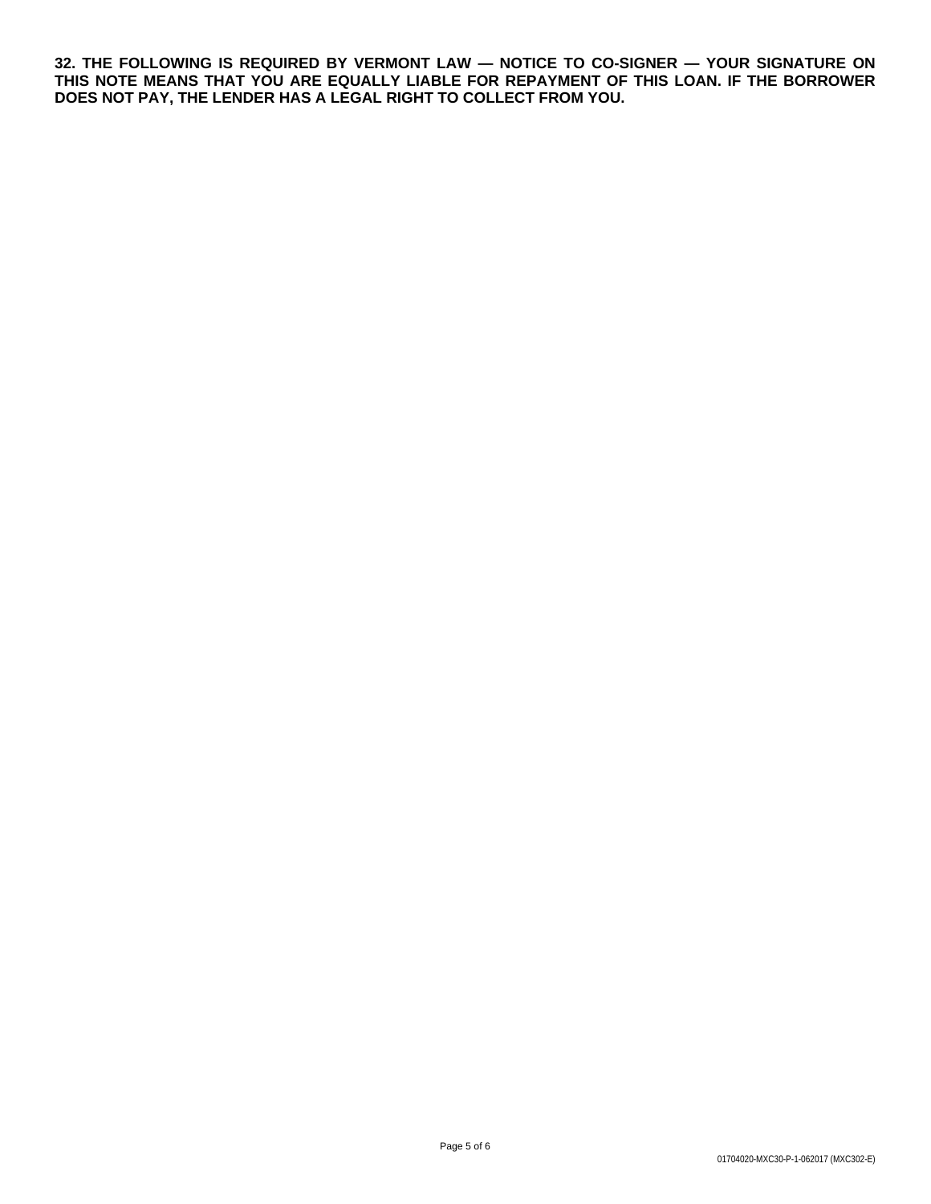**32. THE FOLLOWING IS REQUIRED BY VERMONT LAW — NOTICE TO CO-SIGNER — YOUR SIGNATURE ON THIS NOTE MEANS THAT YOU ARE EQUALLY LIABLE FOR REPAYMENT OF THIS LOAN. IF THE BORROWER DOES NOT PAY, THE LENDER HAS A LEGAL RIGHT TO COLLECT FROM YOU.**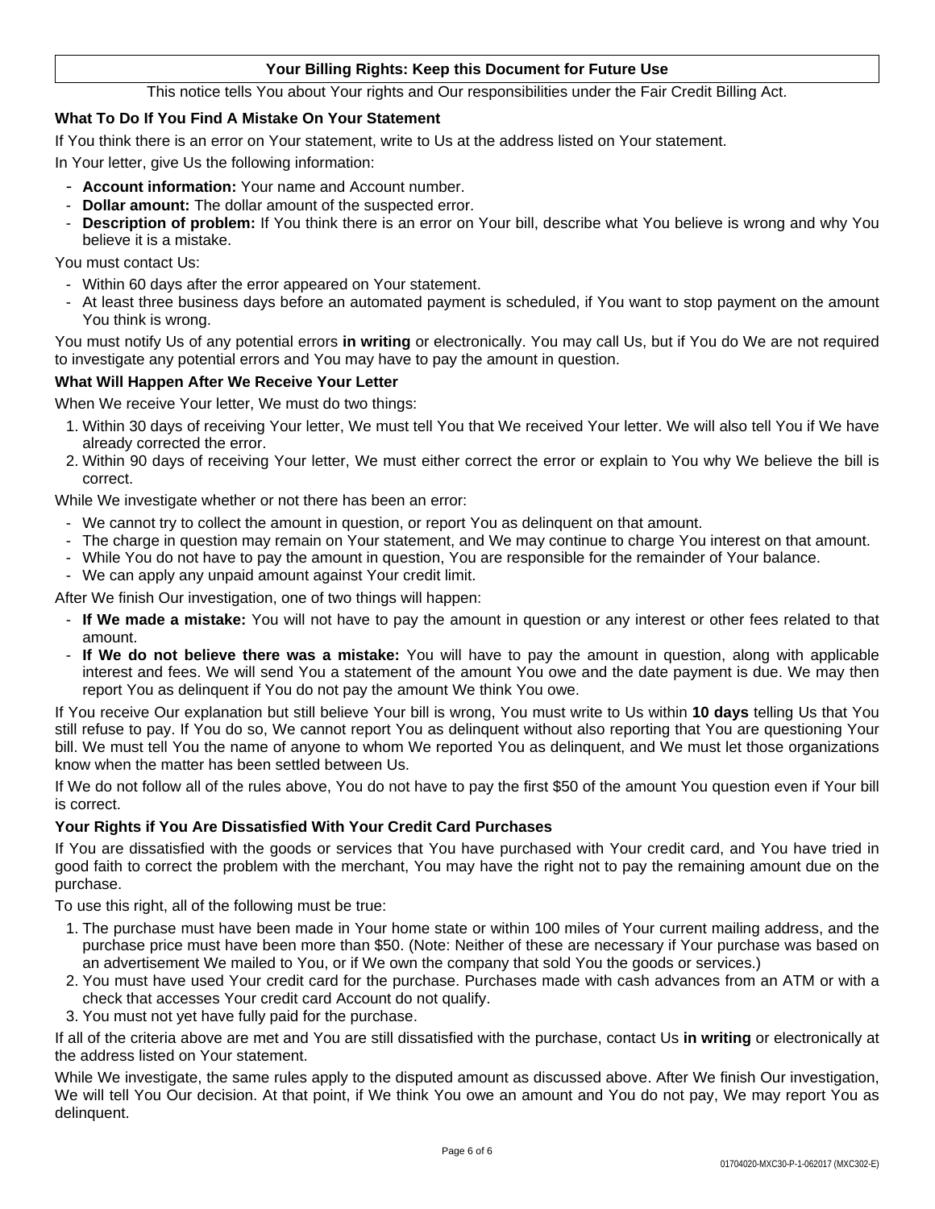## Your Billing Rights: Keep this Document for Future Use

This notice tells You about Your rights and Our responsibilities under the Fair Credit Billing Act.

### What To Do If You Find A Mistake On Your Statement

If You think there is an error on Your statement, write to Us at the address listed on Your statement.

In Your letter, give Us the following information:

- **Account information:** Your name and Account number.
- **Dollar amount:** The dollar amount of the suspected error.
- **Description of problem:** If You think there is an error on Your bill, describe what You believe is wrong and why You believe it is a mistake.

You must contact Us:

- Within 60 days after the error appeared on Your statement.
- At least three business days before an automated payment is scheduled, if You want to stop payment on the amount You think is wrong.

You must notify Us of any potential errors **in writing** or electronically. You may call Us, but if You do We are not required to investigate any potential errors and You may have to pay the amount in question.

### What Will Happen After We Receive Your Letter

When We receive Your letter, We must do two things:

1. Within 30 days of receiving Your letter, We must tell You that We received Your letter. We will also tell You if We have already corrected the error.
2. Within 90 days of receiving Your letter, We must either correct the error or explain to You why We believe the bill is correct.

While We investigate whether or not there has been an error:

- We cannot try to collect the amount in question, or report You as delinquent on that amount.
- The charge in question may remain on Your statement, and We may continue to charge You interest on that amount.
- While You do not have to pay the amount in question, You are responsible for the remainder of Your balance.
- We can apply any unpaid amount against Your credit limit.

After We finish Our investigation, one of two things will happen:

- **If We made a mistake:** You will not have to pay the amount in question or any interest or other fees related to that amount.
- **If We do not believe there was a mistake:** You will have to pay the amount in question, along with applicable interest and fees. We will send You a statement of the amount You owe and the date payment is due. We may then report You as delinquent if You do not pay the amount We think You owe.

If You receive Our explanation but still believe Your bill is wrong, You must write to Us within **10 days** telling Us that You still refuse to pay. If You do so, We cannot report You as delinquent without also reporting that You are questioning Your bill. We must tell You the name of anyone to whom We reported You as delinquent, and We must let those organizations know when the matter has been settled between Us.

If We do not follow all of the rules above, You do not have to pay the first $50 of the amount You question even if Your bill is correct.

### Your Rights if You Are Dissatisfied With Your Credit Card Purchases

If You are dissatisfied with the goods or services that You have purchased with Your credit card, and You have tried in good faith to correct the problem with the merchant, You may have the right not to pay the remaining amount due on the purchase.

To use this right, all of the following must be true:

1. The purchase must have been made in Your home state or within 100 miles of Your current mailing address, and the purchase price must have been more than $50. (Note: Neither of these are necessary if Your purchase was based on an advertisement We mailed to You, or if We own the company that sold You the goods or services.)
2. You must have used Your credit card for the purchase. Purchases made with cash advances from an ATM or with a check that accesses Your credit card Account do not qualify.
3. You must not yet have fully paid for the purchase.

If all of the criteria above are met and You are still dissatisfied with the purchase, contact Us **in writing** or electronically at the address listed on Your statement.

While We investigate, the same rules apply to the disputed amount as discussed above. After We finish Our investigation, We will tell You Our decision. At that point, if We think You owe an amount and You do not pay, We may report You as delinquent.

01704020-MXC30-P-1-062017 (MXC302-E)